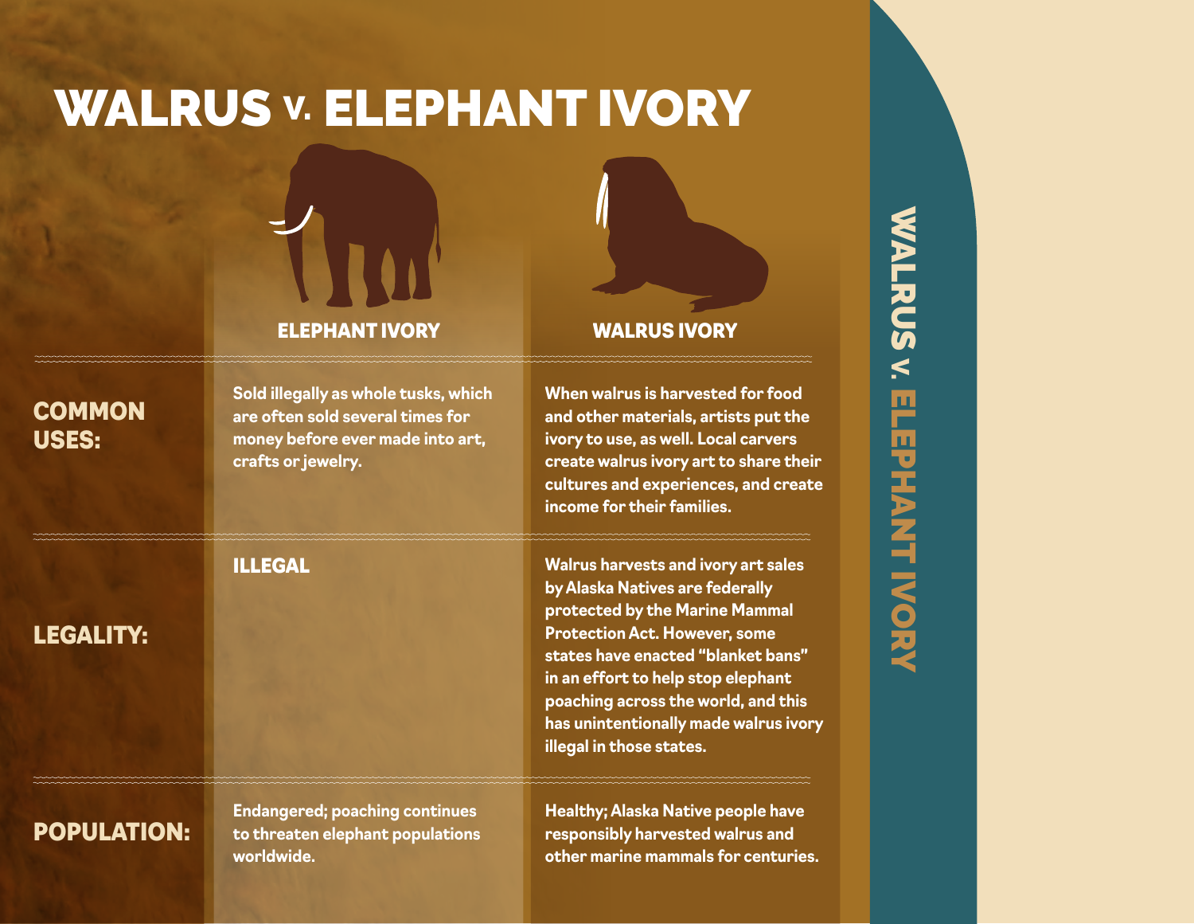# WALRUS v. ELEPHANT IVORY

| | ELEPHANT IVORY | WALRUS IVORY |
|---|---|---|
| **COMMON USES:** | Sold illegally as whole tusks, which are often sold several times for money before ever made into art, crafts or jewelry. | When walrus is harvested for food and other materials, artists put the ivory to use, as well. Local carvers create walrus ivory art to share their cultures and experiences, and create income for their families. |
| **LEGALITY:** | ILLEGAL | Walrus harvests and ivory art sales by Alaska Natives are federally protected by the Marine Mammal Protection Act. However, some states have enacted "blanket bans" in an effort to help stop elephant poaching across the world, and this has unintentionally made walrus ivory illegal in those states. |
| **POPULATION:** | Endangered; poaching continues to threaten elephant populations worldwide. | Healthy; Alaska Native people have responsibly harvested walrus and other marine mammals for centuries. |

WALRUS v. ELEPHANT IVORY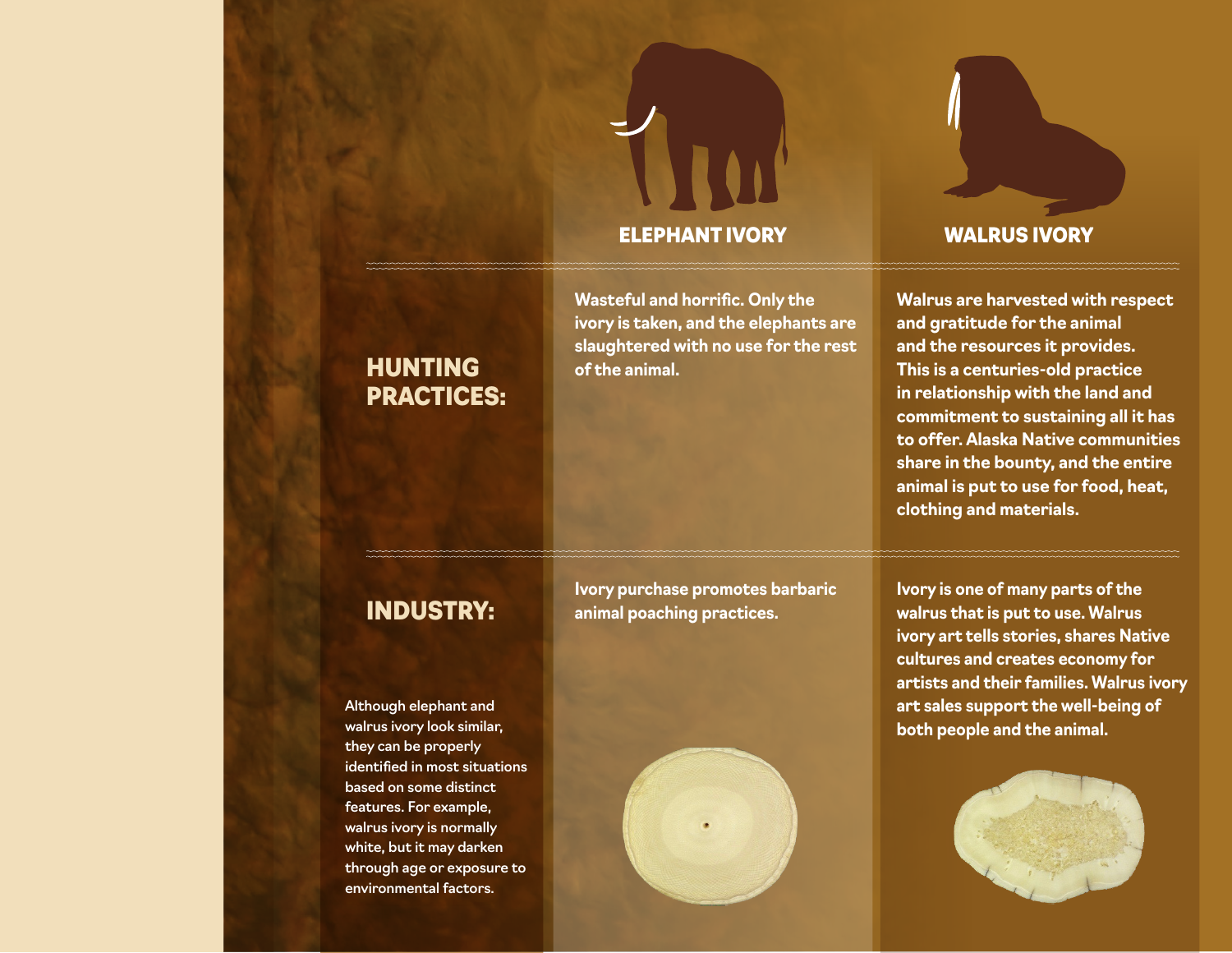| | ELEPHANT IVORY | WALRUS IVORY |
|---|---|---|
| **HUNTING PRACTICES:** | Wasteful and horrific. Only the ivory is taken, and the elephants are slaughtered with no use for the rest of the animal. | Walrus are harvested with respect and gratitude for the animal and the resources it provides. This is a centuries-old practice in relationship with the land and commitment to sustaining all it has to offer. Alaska Native communities share in the bounty, and the entire animal is put to use for food, heat, clothing and materials. |
| **INDUSTRY:** | Ivory purchase promotes barbaric animal poaching practices. | Ivory is one of many parts of the walrus that is put to use. Walrus ivory art tells stories, shares Native cultures and creates economy for artists and their families. Walrus ivory art sales support the well-being of both people and the animal. |

Although elephant and walrus ivory look similar, they can be properly identified in most situations based on some distinct features. For example, walrus ivory is normally white, but it may darken through age or exposure to environmental factors.